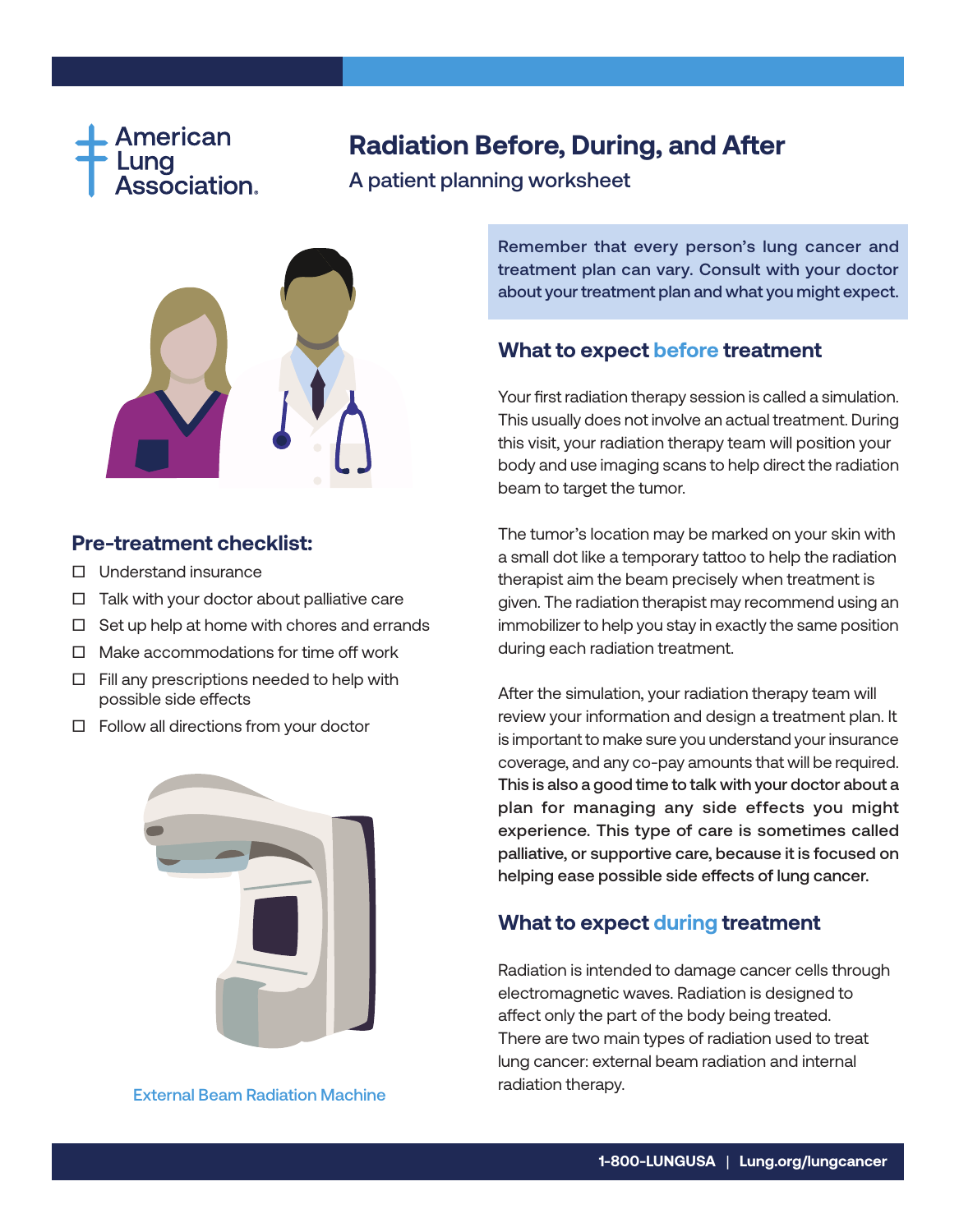American Lung Association.

# Radiation Before, During, and After

A patient planning worksheet

## Pre-treatment checklist:

- ☐ Understand insurance
- ☐ Talk with your doctor about palliative care
- ☐ Set up help at home with chores and errands
- ☐ Make accommodations for time off work
- ☐ Fill any prescriptions needed to help with possible side effects
- ☐ Follow all directions from your doctor

External Beam Radiation Machine

Remember that every person's lung cancer and treatment plan can vary. Consult with your doctor about your treatment plan and what you might expect.

## What to expect before treatment

Your first radiation therapy session is called a simulation. This usually does not involve an actual treatment. During this visit, your radiation therapy team will position your body and use imaging scans to help direct the radiation beam to target the tumor.

The tumor's location may be marked on your skin with a small dot like a temporary tattoo to help the radiation therapist aim the beam precisely when treatment is given. The radiation therapist may recommend using an immobilizer to help you stay in exactly the same position during each radiation treatment.

After the simulation, your radiation therapy team will review your information and design a treatment plan. It is important to make sure you understand your insurance coverage, and any co-pay amounts that will be required. **This is also a good time to talk with your doctor about a plan for managing any side effects you might experience. This type of care is sometimes called palliative, or supportive care, because it is focused on helping ease possible side effects of lung cancer.**

## What to expect during treatment

Radiation is intended to damage cancer cells through electromagnetic waves. Radiation is designed to affect only the part of the body being treated. There are two main types of radiation used to treat lung cancer: external beam radiation and internal radiation therapy.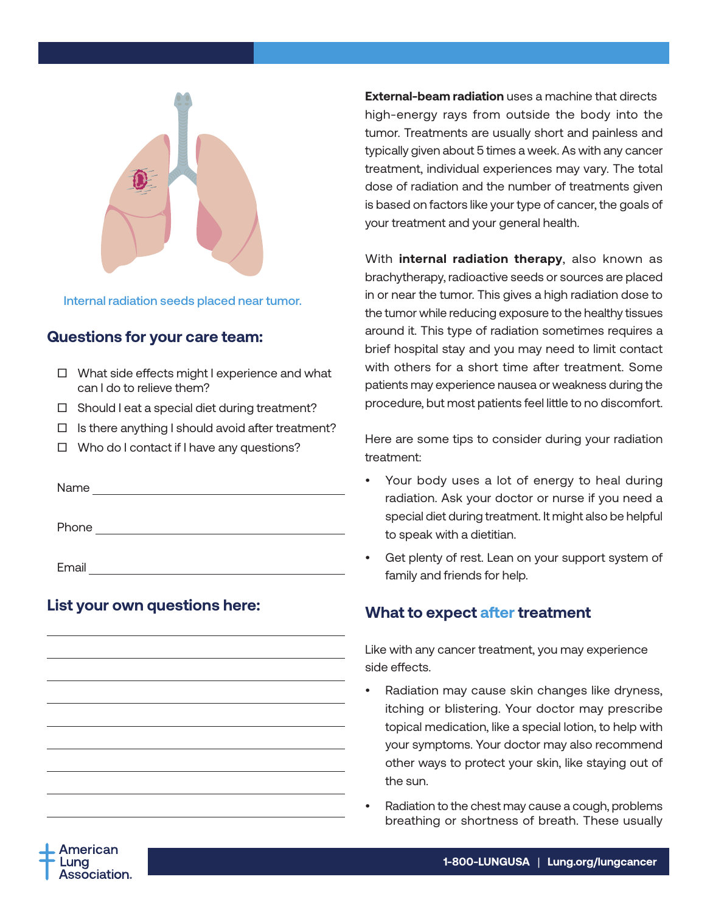Internal radiation seeds placed near tumor.

## Questions for your care team:

- ☐ What side effects might I experience and what can I do to relieve them?
- ☐ Should I eat a special diet during treatment?
- ☐ Is there anything I should avoid after treatment?
- ☐ Who do I contact if I have any questions?

Name ______________________________

Phone ______________________________

Email ______________________________

## List your own questions here:

______________________________

______________________________

______________________________

______________________________

______________________________

______________________________

______________________________

______________________________

**External-beam radiation** uses a machine that directs high-energy rays from outside the body into the tumor. Treatments are usually short and painless and typically given about 5 times a week. As with any cancer treatment, individual experiences may vary. The total dose of radiation and the number of treatments given is based on factors like your type of cancer, the goals of your treatment and your general health.

With **internal radiation therapy**, also known as brachytherapy, radioactive seeds or sources are placed in or near the tumor. This gives a high radiation dose to the tumor while reducing exposure to the healthy tissues around it. This type of radiation sometimes requires a brief hospital stay and you may need to limit contact with others for a short time after treatment. Some patients may experience nausea or weakness during the procedure, but most patients feel little to no discomfort.

Here are some tips to consider during your radiation treatment:

- Your body uses a lot of energy to heal during radiation. Ask your doctor or nurse if you need a special diet during treatment. It might also be helpful to speak with a dietitian.
- Get plenty of rest. Lean on your support system of family and friends for help.

## What to expect after treatment

Like with any cancer treatment, you may experience side effects.

- Radiation may cause skin changes like dryness, itching or blistering. Your doctor may prescribe topical medication, like a special lotion, to help with your symptoms. Your doctor may also recommend other ways to protect your skin, like staying out of the sun.
- Radiation to the chest may cause a cough, problems breathing or shortness of breath. These usually

American Lung Association.

1-800-LUNGUSA | Lung.org/lungcancer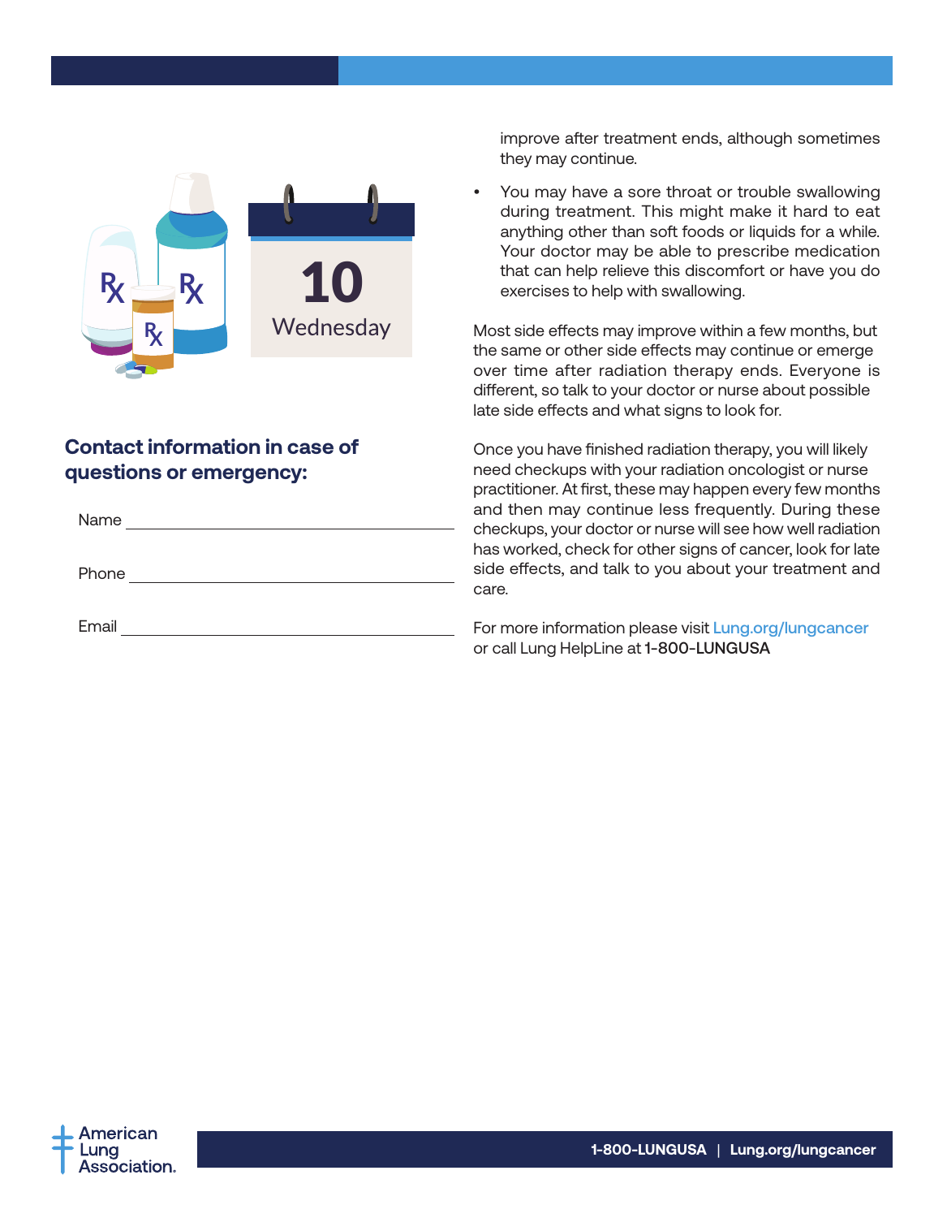## Contact information in case of questions or emergency:

Name ______________________________

Phone ______________________________

Email ______________________________

improve after treatment ends, although sometimes they may continue.

- You may have a sore throat or trouble swallowing during treatment. This might make it hard to eat anything other than soft foods or liquids for a while. Your doctor may be able to prescribe medication that can help relieve this discomfort or have you do exercises to help with swallowing.

Most side effects may improve within a few months, but the same or other side effects may continue or emerge over time after radiation therapy ends. Everyone is different, so talk to your doctor or nurse about possible late side effects and what signs to look for.

Once you have finished radiation therapy, you will likely need checkups with your radiation oncologist or nurse practitioner. At first, these may happen every few months and then may continue less frequently. During these checkups, your doctor or nurse will see how well radiation has worked, check for other signs of cancer, look for late side effects, and talk to you about your treatment and care.

For more information please visit Lung.org/lungcancer or call Lung HelpLine at **1-800-LUNGUSA**